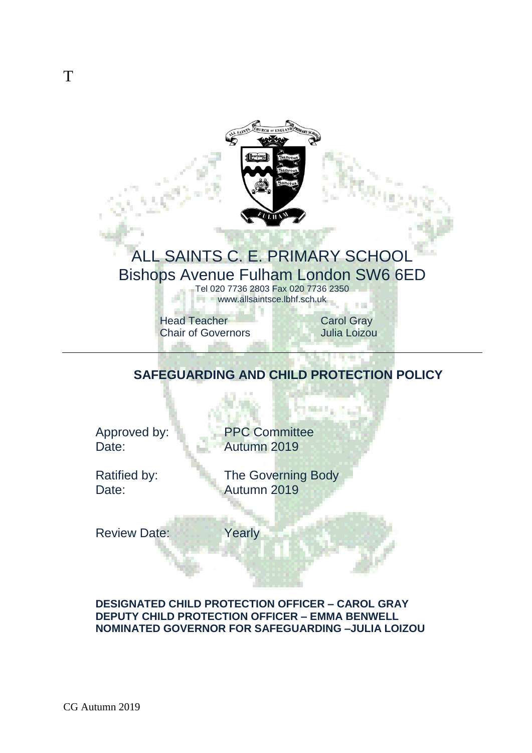T

# ALL SAINTS C. E. PRIMARY SCHOOL

## Bishops Avenue Fulham London SW6 6ED

Tel 020 7736 2803 Fax 020 7736 2350

www.allsaintsce.lbhf.sch.uk

Head Teacher Carol Gray
Chair of Governors Julia Loizou

---

## SAFEGUARDING AND CHILD PROTECTION POLICY

Approved by: PPC Committee
Date: Autumn 2019

Ratified by: The Governing Body
Date: Autumn 2019

Review Date: Yearly

**DESIGNATED CHILD PROTECTION OFFICER – CAROL GRAY**
**DEPUTY CHILD PROTECTION OFFICER – EMMA BENWELL**
**NOMINATED GOVERNOR FOR SAFEGUARDING –JULIA LOIZOU**

CG Autumn 2019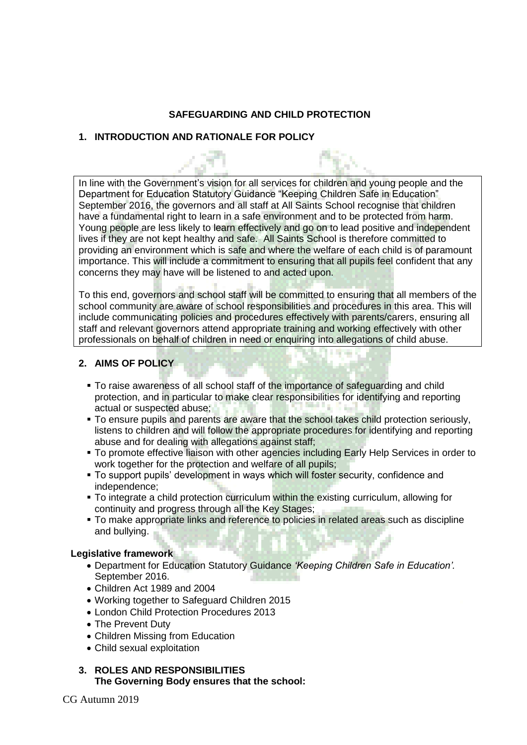**SAFEGUARDING AND CHILD PROTECTION**

## 1. INTRODUCTION AND RATIONALE FOR POLICY

In line with the Government's vision for all services for children and young people and the Department for Education Statutory Guidance "Keeping Children Safe in Education" September 2016, the governors and all staff at All Saints School recognise that children have a fundamental right to learn in a safe environment and to be protected from harm. Young people are less likely to learn effectively and go on to lead positive and independent lives if they are not kept healthy and safe. All Saints School is therefore committed to providing an environment which is safe and where the welfare of each child is of paramount importance. This will include a commitment to ensuring that all pupils feel confident that any concerns they may have will be listened to and acted upon.

To this end, governors and school staff will be committed to ensuring that all members of the school community are aware of school responsibilities and procedures in this area. This will include communicating policies and procedures effectively with parents/carers, ensuring all staff and relevant governors attend appropriate training and working effectively with other professionals on behalf of children in need or enquiring into allegations of child abuse.

## 2. AIMS OF POLICY

- To raise awareness of all school staff of the importance of safeguarding and child protection, and in particular to make clear responsibilities for identifying and reporting actual or suspected abuse;
- To ensure pupils and parents are aware that the school takes child protection seriously, listens to children and will follow the appropriate procedures for identifying and reporting abuse and for dealing with allegations against staff;
- To promote effective liaison with other agencies including Early Help Services in order to work together for the protection and welfare of all pupils;
- To support pupils' development in ways which will foster security, confidence and independence;
- To integrate a child protection curriculum within the existing curriculum, allowing for continuity and progress through all the Key Stages;
- To make appropriate links and reference to policies in related areas such as discipline and bullying.

**Legislative framework**

- Department for Education Statutory Guidance *'Keeping Children Safe in Education'.* September 2016.
- Children Act 1989 and 2004
- Working together to Safeguard Children 2015
- London Child Protection Procedures 2013
- The Prevent Duty
- Children Missing from Education
- Child sexual exploitation

## 3. ROLES AND RESPONSIBILITIES

**The Governing Body ensures that the school:**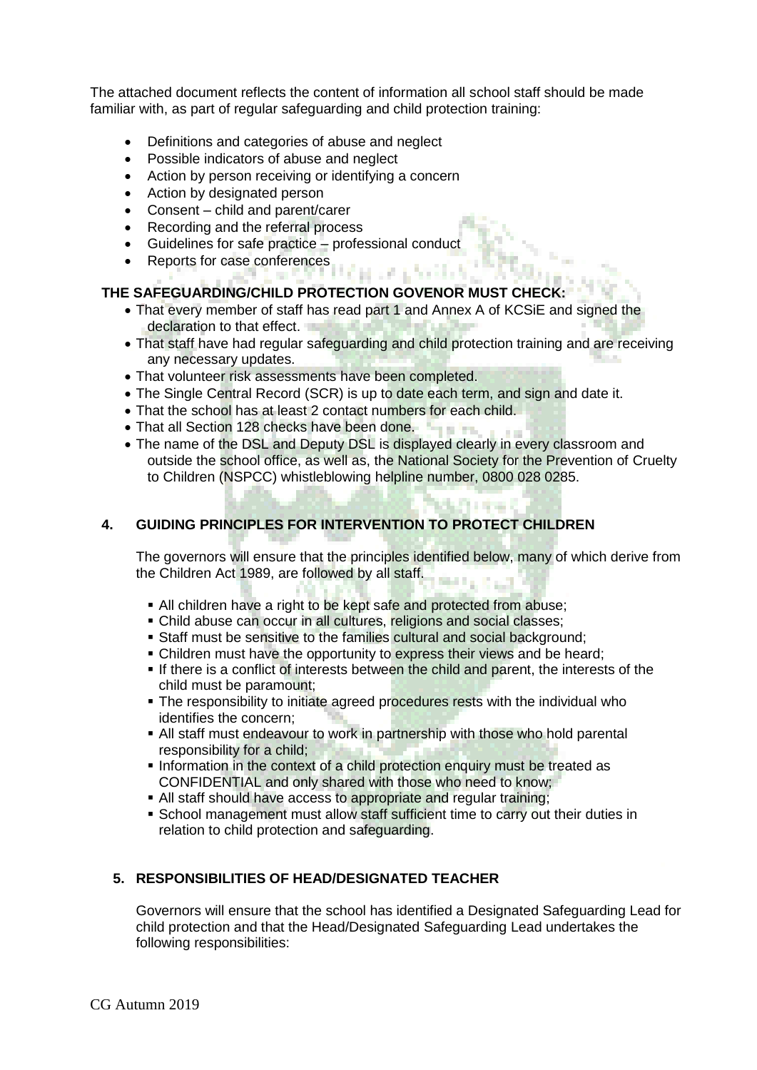The attached document reflects the content of information all school staff should be made familiar with, as part of regular safeguarding and child protection training:

- Definitions and categories of abuse and neglect
- Possible indicators of abuse and neglect
- Action by person receiving or identifying a concern
- Action by designated person
- Consent – child and parent/carer
- Recording and the referral process
- Guidelines for safe practice – professional conduct
- Reports for case conferences

**THE SAFEGUARDING/CHILD PROTECTION GOVENOR MUST CHECK:**

- That every member of staff has read part 1 and Annex A of KCSiE and signed the declaration to that effect.
- That staff have had regular safeguarding and child protection training and are receiving any necessary updates.
- That volunteer risk assessments have been completed.
- The Single Central Record (SCR) is up to date each term, and sign and date it.
- That the school has at least 2 contact numbers for each child.
- That all Section 128 checks have been done.
- The name of the DSL and Deputy DSL is displayed clearly in every classroom and outside the school office, as well as, the National Society for the Prevention of Cruelty to Children (NSPCC) whistleblowing helpline number, 0800 028 0285.

## 4. GUIDING PRINCIPLES FOR INTERVENTION TO PROTECT CHILDREN

The governors will ensure that the principles identified below, many of which derive from the Children Act 1989, are followed by all staff.

- All children have a right to be kept safe and protected from abuse;
- Child abuse can occur in all cultures, religions and social classes;
- Staff must be sensitive to the families cultural and social background;
- Children must have the opportunity to express their views and be heard;
- If there is a conflict of interests between the child and parent, the interests of the child must be paramount;
- The responsibility to initiate agreed procedures rests with the individual who identifies the concern;
- All staff must endeavour to work in partnership with those who hold parental responsibility for a child;
- Information in the context of a child protection enquiry must be treated as CONFIDENTIAL and only shared with those who need to know;
- All staff should have access to appropriate and regular training;
- School management must allow staff sufficient time to carry out their duties in relation to child protection and safeguarding.

## 5. RESPONSIBILITIES OF HEAD/DESIGNATED TEACHER

Governors will ensure that the school has identified a Designated Safeguarding Lead for child protection and that the Head/Designated Safeguarding Lead undertakes the following responsibilities: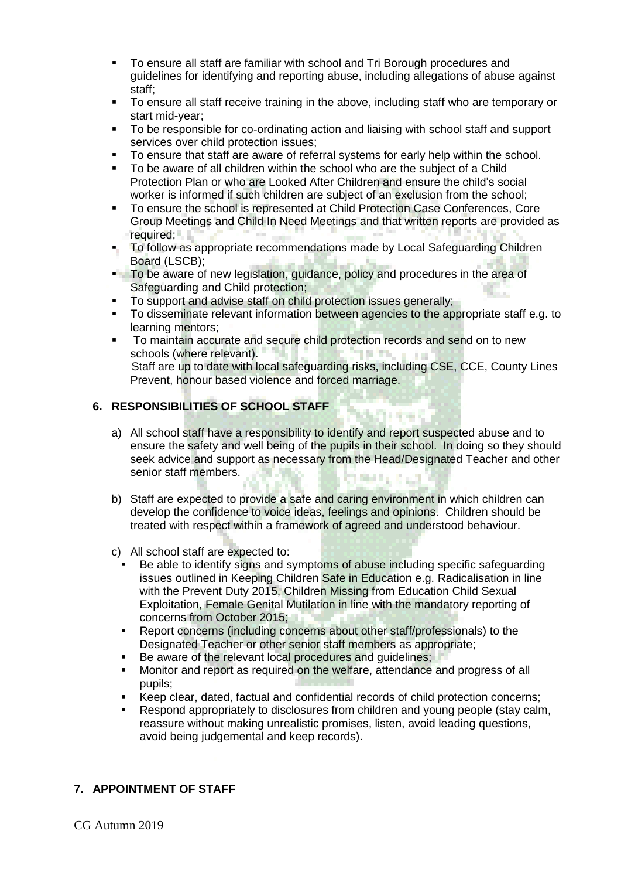- To ensure all staff are familiar with school and Tri Borough procedures and guidelines for identifying and reporting abuse, including allegations of abuse against staff;
- To ensure all staff receive training in the above, including staff who are temporary or start mid-year;
- To be responsible for co-ordinating action and liaising with school staff and support services over child protection issues;
- To ensure that staff are aware of referral systems for early help within the school.
- To be aware of all children within the school who are the subject of a Child Protection Plan or who are Looked After Children and ensure the child's social worker is informed if such children are subject of an exclusion from the school;
- To ensure the school is represented at Child Protection Case Conferences, Core Group Meetings and Child In Need Meetings and that written reports are provided as required;
- To follow as appropriate recommendations made by Local Safeguarding Children Board (LSCB);
- To be aware of new legislation, guidance, policy and procedures in the area of Safeguarding and Child protection;
- To support and advise staff on child protection issues generally;
- To disseminate relevant information between agencies to the appropriate staff e.g. to learning mentors;
- To maintain accurate and secure child protection records and send on to new schools (where relevant).
  Staff are up to date with local safeguarding risks, including CSE, CCE, County Lines Prevent, honour based violence and forced marriage.

## 6. RESPONSIBILITIES OF SCHOOL STAFF

a) All school staff have a responsibility to identify and report suspected abuse and to ensure the safety and well being of the pupils in their school. In doing so they should seek advice and support as necessary from the Head/Designated Teacher and other senior staff members.

b) Staff are expected to provide a safe and caring environment in which children can develop the confidence to voice ideas, feelings and opinions. Children should be treated with respect within a framework of agreed and understood behaviour.

c) All school staff are expected to:
   - Be able to identify signs and symptoms of abuse including specific safeguarding issues outlined in Keeping Children Safe in Education e.g. Radicalisation in line with the Prevent Duty 2015, Children Missing from Education Child Sexual Exploitation, Female Genital Mutilation in line with the mandatory reporting of concerns from October 2015;
   - Report concerns (including concerns about other staff/professionals) to the Designated Teacher or other senior staff members as appropriate;
   - Be aware of the relevant local procedures and guidelines;
   - Monitor and report as required on the welfare, attendance and progress of all pupils;
   - Keep clear, dated, factual and confidential records of child protection concerns;
   - Respond appropriately to disclosures from children and young people (stay calm, reassure without making unrealistic promises, listen, avoid leading questions, avoid being judgemental and keep records).

## 7. APPOINTMENT OF STAFF

CG Autumn 2019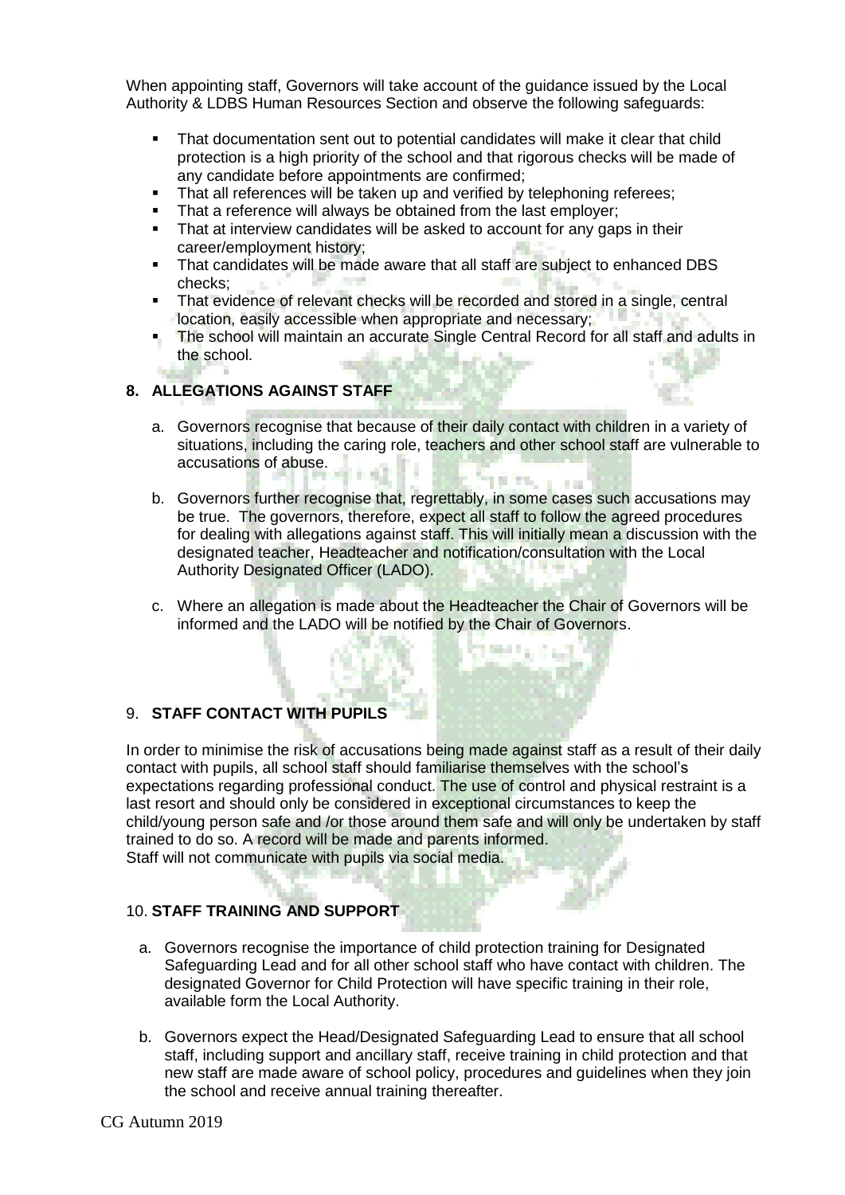When appointing staff, Governors will take account of the guidance issued by the Local Authority & LDBS Human Resources Section and observe the following safeguards:

- That documentation sent out to potential candidates will make it clear that child protection is a high priority of the school and that rigorous checks will be made of any candidate before appointments are confirmed;
- That all references will be taken up and verified by telephoning referees;
- That a reference will always be obtained from the last employer;
- That at interview candidates will be asked to account for any gaps in their career/employment history;
- That candidates will be made aware that all staff are subject to enhanced DBS checks;
- That evidence of relevant checks will be recorded and stored in a single, central location, easily accessible when appropriate and necessary;
- The school will maintain an accurate Single Central Record for all staff and adults in the school.

## 8. ALLEGATIONS AGAINST STAFF

a. Governors recognise that because of their daily contact with children in a variety of situations, including the caring role, teachers and other school staff are vulnerable to accusations of abuse.

b. Governors further recognise that, regrettably, in some cases such accusations may be true. The governors, therefore, expect all staff to follow the agreed procedures for dealing with allegations against staff. This will initially mean a discussion with the designated teacher, Headteacher and notification/consultation with the Local Authority Designated Officer (LADO).

c. Where an allegation is made about the Headteacher the Chair of Governors will be informed and the LADO will be notified by the Chair of Governors.

## 9. STAFF CONTACT WITH PUPILS

In order to minimise the risk of accusations being made against staff as a result of their daily contact with pupils, all school staff should familiarise themselves with the school's expectations regarding professional conduct. The use of control and physical restraint is a last resort and should only be considered in exceptional circumstances to keep the child/young person safe and /or those around them safe and will only be undertaken by staff trained to do so. A record will be made and parents informed.
Staff will not communicate with pupils via social media.

## 10. STAFF TRAINING AND SUPPORT

a. Governors recognise the importance of child protection training for Designated Safeguarding Lead and for all other school staff who have contact with children. The designated Governor for Child Protection will have specific training in their role, available form the Local Authority.

b. Governors expect the Head/Designated Safeguarding Lead to ensure that all school staff, including support and ancillary staff, receive training in child protection and that new staff are made aware of school policy, procedures and guidelines when they join the school and receive annual training thereafter.

CG Autumn 2019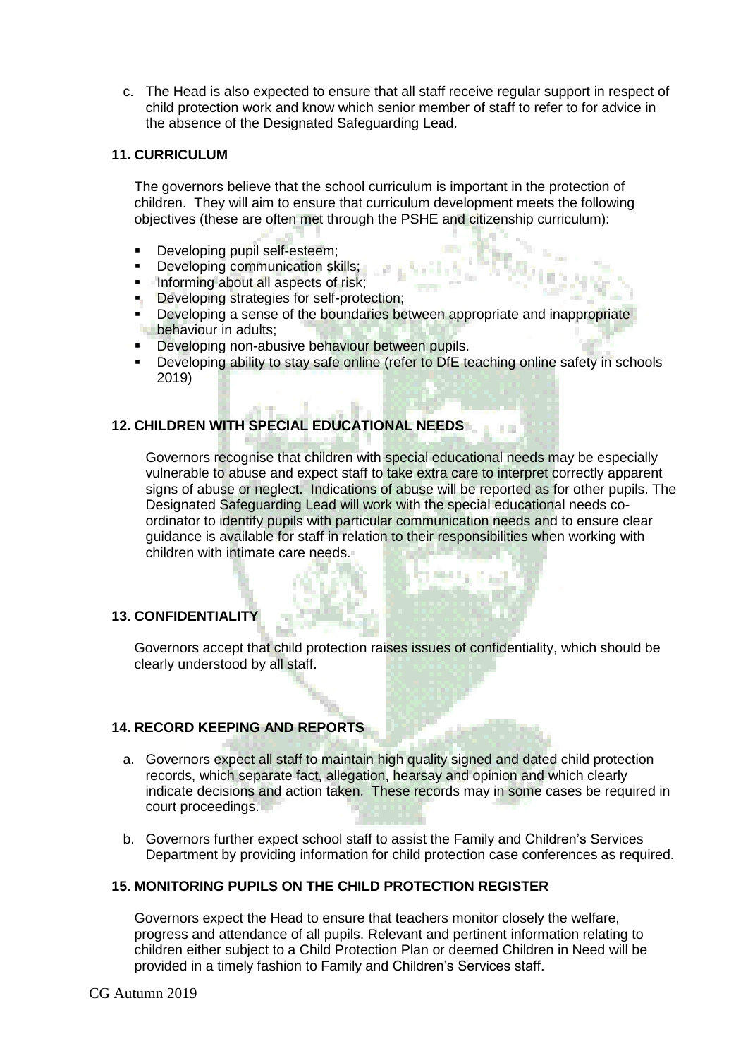c. The Head is also expected to ensure that all staff receive regular support in respect of child protection work and know which senior member of staff to refer to for advice in the absence of the Designated Safeguarding Lead.

### 11. CURRICULUM

The governors believe that the school curriculum is important in the protection of children. They will aim to ensure that curriculum development meets the following objectives (these are often met through the PSHE and citizenship curriculum):

- Developing pupil self-esteem;
- Developing communication skills;
- Informing about all aspects of risk;
- Developing strategies for self-protection;
- Developing a sense of the boundaries between appropriate and inappropriate behaviour in adults;
- Developing non-abusive behaviour between pupils.
- Developing ability to stay safe online (refer to DfE teaching online safety in schools 2019)

### 12. CHILDREN WITH SPECIAL EDUCATIONAL NEEDS

Governors recognise that children with special educational needs may be especially vulnerable to abuse and expect staff to take extra care to interpret correctly apparent signs of abuse or neglect. Indications of abuse will be reported as for other pupils. The Designated Safeguarding Lead will work with the special educational needs co-ordinator to identify pupils with particular communication needs and to ensure clear guidance is available for staff in relation to their responsibilities when working with children with intimate care needs.

### 13. CONFIDENTIALITY

Governors accept that child protection raises issues of confidentiality, which should be clearly understood by all staff.

### 14. RECORD KEEPING AND REPORTS

a. Governors expect all staff to maintain high quality signed and dated child protection records, which separate fact, allegation, hearsay and opinion and which clearly indicate decisions and action taken. These records may in some cases be required in court proceedings.

b. Governors further expect school staff to assist the Family and Children's Services Department by providing information for child protection case conferences as required.

### 15. MONITORING PUPILS ON THE CHILD PROTECTION REGISTER

Governors expect the Head to ensure that teachers monitor closely the welfare, progress and attendance of all pupils. Relevant and pertinent information relating to children either subject to a Child Protection Plan or deemed Children in Need will be provided in a timely fashion to Family and Children's Services staff.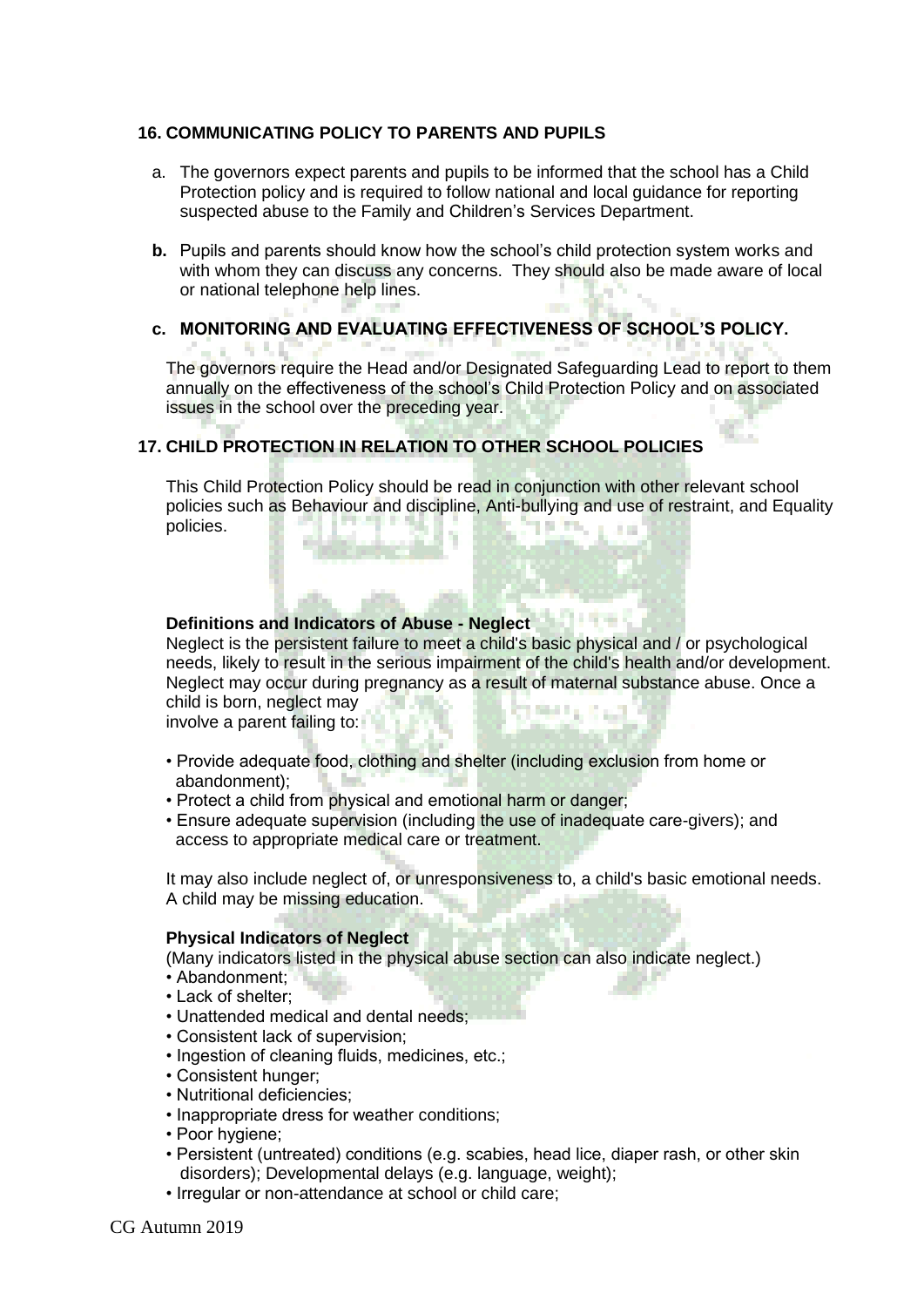## 16. COMMUNICATING POLICY TO PARENTS AND PUPILS

a. The governors expect parents and pupils to be informed that the school has a Child Protection policy and is required to follow national and local guidance for reporting suspected abuse to the Family and Children's Services Department.

**b.** Pupils and parents should know how the school's child protection system works and with whom they can discuss any concerns. They should also be made aware of local or national telephone help lines.

### c. MONITORING AND EVALUATING EFFECTIVENESS OF SCHOOL'S POLICY.

The governors require the Head and/or Designated Safeguarding Lead to report to them annually on the effectiveness of the school's Child Protection Policy and on associated issues in the school over the preceding year.

## 17. CHILD PROTECTION IN RELATION TO OTHER SCHOOL POLICIES

This Child Protection Policy should be read in conjunction with other relevant school policies such as Behaviour and discipline, Anti-bullying and use of restraint, and Equality policies.

**Definitions and Indicators of Abuse - Neglect**

Neglect is the persistent failure to meet a child's basic physical and / or psychological needs, likely to result in the serious impairment of the child's health and/or development. Neglect may occur during pregnancy as a result of maternal substance abuse. Once a child is born, neglect may involve a parent failing to:

- Provide adequate food, clothing and shelter (including exclusion from home or abandonment);
- Protect a child from physical and emotional harm or danger;
- Ensure adequate supervision (including the use of inadequate care-givers); and access to appropriate medical care or treatment.

It may also include neglect of, or unresponsiveness to, a child's basic emotional needs. A child may be missing education.

**Physical Indicators of Neglect**

(Many indicators listed in the physical abuse section can also indicate neglect.)

- Abandonment;
- Lack of shelter;
- Unattended medical and dental needs;
- Consistent lack of supervision;
- Ingestion of cleaning fluids, medicines, etc.;
- Consistent hunger;
- Nutritional deficiencies;
- Inappropriate dress for weather conditions;
- Poor hygiene;
- Persistent (untreated) conditions (e.g. scabies, head lice, diaper rash, or other skin disorders); Developmental delays (e.g. language, weight);
- Irregular or non-attendance at school or child care;

CG Autumn 2019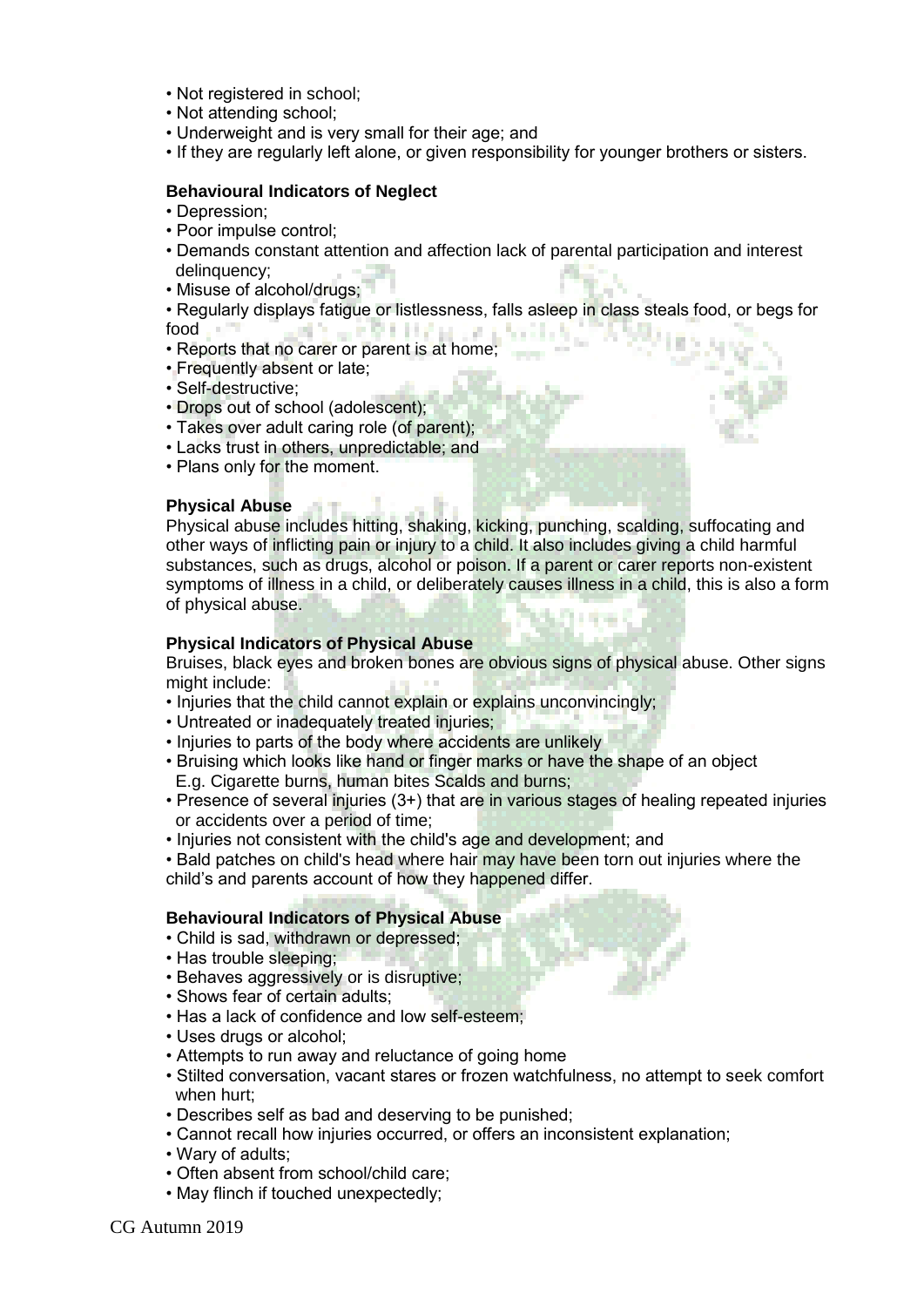- Not registered in school;
- Not attending school;
- Underweight and is very small for their age; and
- If they are regularly left alone, or given responsibility for younger brothers or sisters.

**Behavioural Indicators of Neglect**

- Depression;
- Poor impulse control;
- Demands constant attention and affection lack of parental participation and interest delinquency;
- Misuse of alcohol/drugs;
- Regularly displays fatigue or listlessness, falls asleep in class steals food, or begs for food
- Reports that no carer or parent is at home;
- Frequently absent or late;
- Self-destructive;
- Drops out of school (adolescent);
- Takes over adult caring role (of parent);
- Lacks trust in others, unpredictable; and
- Plans only for the moment.

**Physical Abuse**

Physical abuse includes hitting, shaking, kicking, punching, scalding, suffocating and other ways of inflicting pain or injury to a child. It also includes giving a child harmful substances, such as drugs, alcohol or poison. If a parent or carer reports non-existent symptoms of illness in a child, or deliberately causes illness in a child, this is also a form of physical abuse.

**Physical Indicators of Physical Abuse**

Bruises, black eyes and broken bones are obvious signs of physical abuse. Other signs might include:

- Injuries that the child cannot explain or explains unconvincingly;
- Untreated or inadequately treated injuries;
- Injuries to parts of the body where accidents are unlikely
- Bruising which looks like hand or finger marks or have the shape of an object E.g. Cigarette burns, human bites Scalds and burns;
- Presence of several injuries (3+) that are in various stages of healing repeated injuries or accidents over a period of time;
- Injuries not consistent with the child's age and development; and
- Bald patches on child's head where hair may have been torn out injuries where the child's and parents account of how they happened differ.

**Behavioural Indicators of Physical Abuse**

- Child is sad, withdrawn or depressed;
- Has trouble sleeping;
- Behaves aggressively or is disruptive;
- Shows fear of certain adults;
- Has a lack of confidence and low self-esteem;
- Uses drugs or alcohol;
- Attempts to run away and reluctance of going home
- Stilted conversation, vacant stares or frozen watchfulness, no attempt to seek comfort when hurt;
- Describes self as bad and deserving to be punished;
- Cannot recall how injuries occurred, or offers an inconsistent explanation;
- Wary of adults;
- Often absent from school/child care;
- May flinch if touched unexpectedly;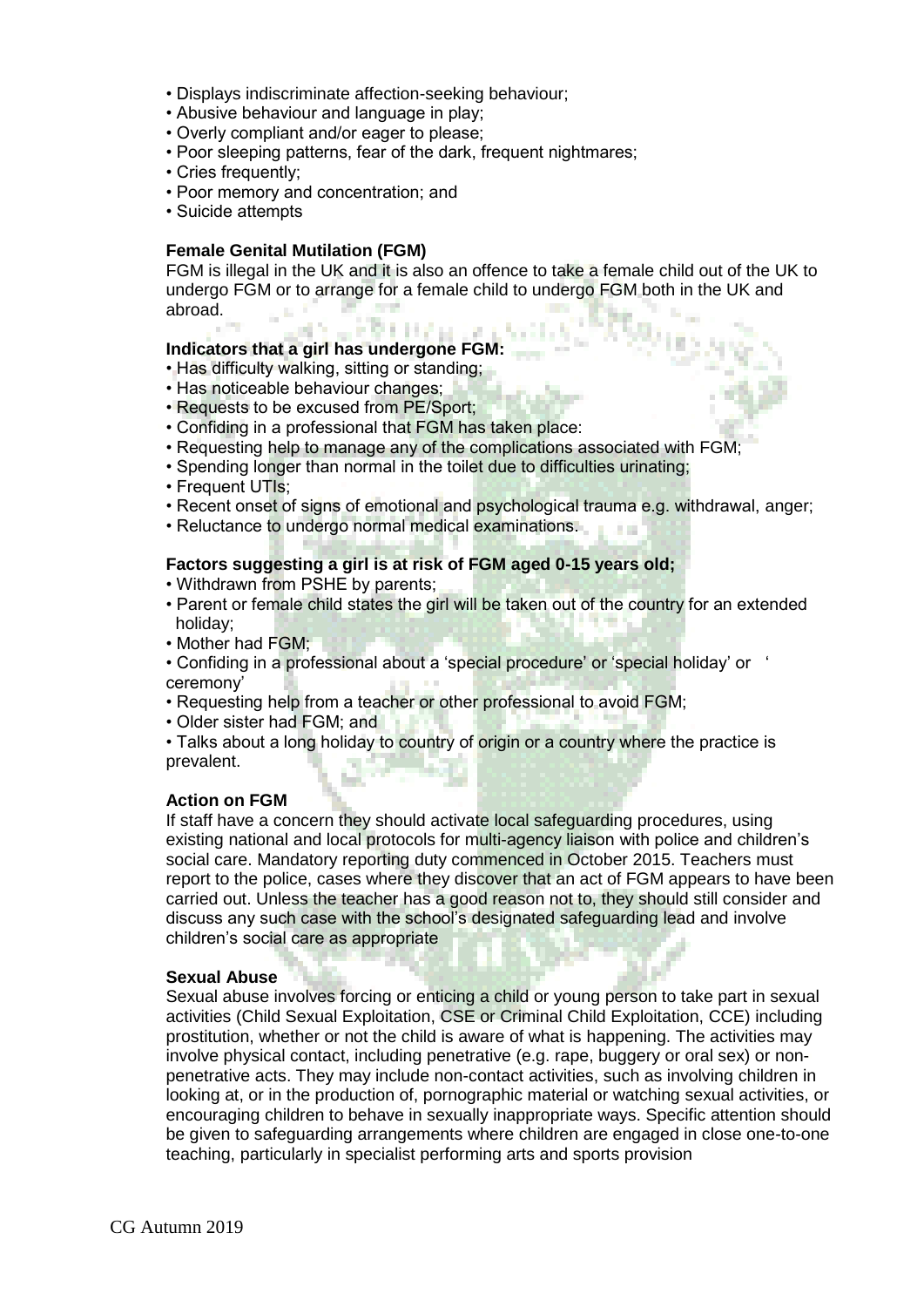- Displays indiscriminate affection-seeking behaviour;
- Abusive behaviour and language in play;
- Overly compliant and/or eager to please;
- Poor sleeping patterns, fear of the dark, frequent nightmares;
- Cries frequently;
- Poor memory and concentration; and
- Suicide attempts

**Female Genital Mutilation (FGM)**

FGM is illegal in the UK and it is also an offence to take a female child out of the UK to undergo FGM or to arrange for a female child to undergo FGM both in the UK and abroad.

**Indicators that a girl has undergone FGM:**

- Has difficulty walking, sitting or standing;
- Has noticeable behaviour changes;
- Requests to be excused from PE/Sport;
- Confiding in a professional that FGM has taken place:
- Requesting help to manage any of the complications associated with FGM;
- Spending longer than normal in the toilet due to difficulties urinating;
- Frequent UTIs;
- Recent onset of signs of emotional and psychological trauma e.g. withdrawal, anger;
- Reluctance to undergo normal medical examinations.

**Factors suggesting a girl is at risk of FGM aged 0-15 years old;**

- Withdrawn from PSHE by parents;
- Parent or female child states the girl will be taken out of the country for an extended holiday;
- Mother had FGM;
- Confiding in a professional about a 'special procedure' or 'special holiday' or ' ceremony'
- Requesting help from a teacher or other professional to avoid FGM;
- Older sister had FGM; and
- Talks about a long holiday to country of origin or a country where the practice is prevalent.

**Action on FGM**

If staff have a concern they should activate local safeguarding procedures, using existing national and local protocols for multi-agency liaison with police and children's social care. Mandatory reporting duty commenced in October 2015. Teachers must report to the police, cases where they discover that an act of FGM appears to have been carried out. Unless the teacher has a good reason not to, they should still consider and discuss any such case with the school's designated safeguarding lead and involve children's social care as appropriate

**Sexual Abuse**

Sexual abuse involves forcing or enticing a child or young person to take part in sexual activities (Child Sexual Exploitation, CSE or Criminal Child Exploitation, CCE) including prostitution, whether or not the child is aware of what is happening. The activities may involve physical contact, including penetrative (e.g. rape, buggery or oral sex) or non-penetrative acts. They may include non-contact activities, such as involving children in looking at, or in the production of, pornographic material or watching sexual activities, or encouraging children to behave in sexually inappropriate ways. Specific attention should be given to safeguarding arrangements where children are engaged in close one-to-one teaching, particularly in specialist performing arts and sports provision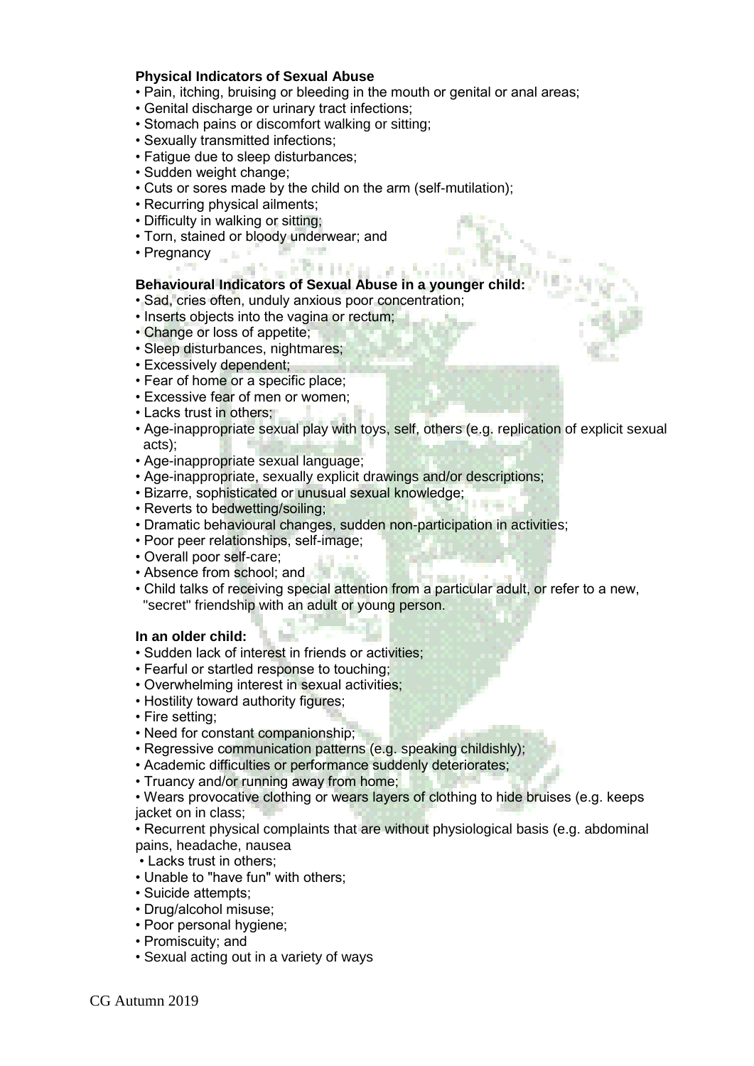**Physical Indicators of Sexual Abuse**

- Pain, itching, bruising or bleeding in the mouth or genital or anal areas;
- Genital discharge or urinary tract infections;
- Stomach pains or discomfort walking or sitting;
- Sexually transmitted infections;
- Fatigue due to sleep disturbances;
- Sudden weight change;
- Cuts or sores made by the child on the arm (self-mutilation);
- Recurring physical ailments;
- Difficulty in walking or sitting;
- Torn, stained or bloody underwear; and
- Pregnancy

**Behavioural Indicators of Sexual Abuse in a younger child:**

- Sad, cries often, unduly anxious poor concentration;
- Inserts objects into the vagina or rectum;
- Change or loss of appetite;
- Sleep disturbances, nightmares;
- Excessively dependent;
- Fear of home or a specific place;
- Excessive fear of men or women;
- Lacks trust in others;
- Age-inappropriate sexual play with toys, self, others (e.g. replication of explicit sexual acts);
- Age-inappropriate sexual language;
- Age-inappropriate, sexually explicit drawings and/or descriptions;
- Bizarre, sophisticated or unusual sexual knowledge;
- Reverts to bedwetting/soiling;
- Dramatic behavioural changes, sudden non-participation in activities;
- Poor peer relationships, self-image;
- Overall poor self-care;
- Absence from school; and
- Child talks of receiving special attention from a particular adult, or refer to a new, "secret" friendship with an adult or young person.

**In an older child:**

- Sudden lack of interest in friends or activities;
- Fearful or startled response to touching;
- Overwhelming interest in sexual activities;
- Hostility toward authority figures;
- Fire setting;
- Need for constant companionship;
- Regressive communication patterns (e.g. speaking childishly);
- Academic difficulties or performance suddenly deteriorates;
- Truancy and/or running away from home;
- Wears provocative clothing or wears layers of clothing to hide bruises (e.g. keeps jacket on in class;
- Recurrent physical complaints that are without physiological basis (e.g. abdominal pains, headache, nausea
- Lacks trust in others;
- Unable to "have fun" with others;
- Suicide attempts;
- Drug/alcohol misuse;
- Poor personal hygiene;
- Promiscuity; and
- Sexual acting out in a variety of ways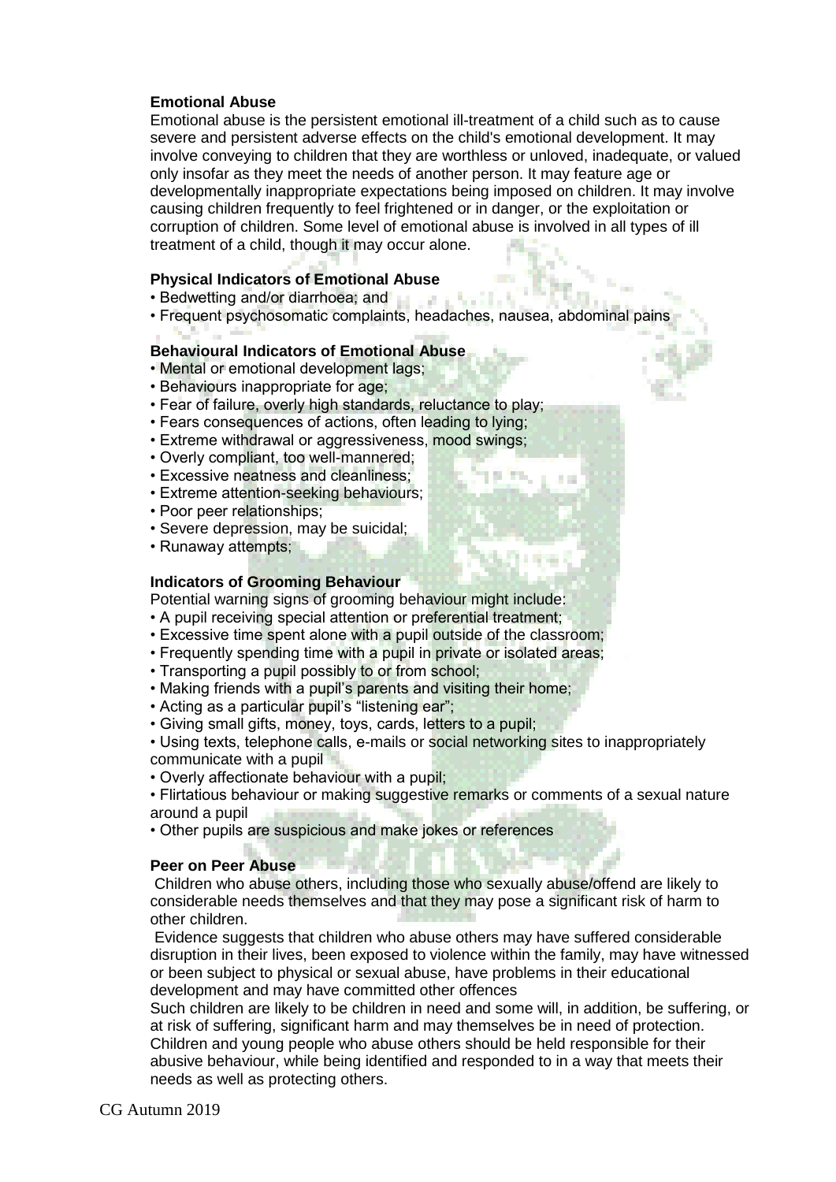**Emotional Abuse**

Emotional abuse is the persistent emotional ill-treatment of a child such as to cause severe and persistent adverse effects on the child's emotional development. It may involve conveying to children that they are worthless or unloved, inadequate, or valued only insofar as they meet the needs of another person. It may feature age or developmentally inappropriate expectations being imposed on children. It may involve causing children frequently to feel frightened or in danger, or the exploitation or corruption of children. Some level of emotional abuse is involved in all types of ill treatment of a child, though it may occur alone.

**Physical Indicators of Emotional Abuse**

- Bedwetting and/or diarrhoea; and
- Frequent psychosomatic complaints, headaches, nausea, abdominal pains

**Behavioural Indicators of Emotional Abuse**

- Mental or emotional development lags;
- Behaviours inappropriate for age;
- Fear of failure, overly high standards, reluctance to play;
- Fears consequences of actions, often leading to lying;
- Extreme withdrawal or aggressiveness, mood swings;
- Overly compliant, too well-mannered;
- Excessive neatness and cleanliness;
- Extreme attention-seeking behaviours;
- Poor peer relationships;
- Severe depression, may be suicidal;
- Runaway attempts;

**Indicators of Grooming Behaviour**

Potential warning signs of grooming behaviour might include:

- A pupil receiving special attention or preferential treatment;
- Excessive time spent alone with a pupil outside of the classroom;
- Frequently spending time with a pupil in private or isolated areas;
- Transporting a pupil possibly to or from school;
- Making friends with a pupil's parents and visiting their home;
- Acting as a particular pupil's "listening ear";
- Giving small gifts, money, toys, cards, letters to a pupil;
- Using texts, telephone calls, e-mails or social networking sites to inappropriately communicate with a pupil
- Overly affectionate behaviour with a pupil;
- Flirtatious behaviour or making suggestive remarks or comments of a sexual nature around a pupil
- Other pupils are suspicious and make jokes or references

**Peer on Peer Abuse**

Children who abuse others, including those who sexually abuse/offend are likely to considerable needs themselves and that they may pose a significant risk of harm to other children.

Evidence suggests that children who abuse others may have suffered considerable disruption in their lives, been exposed to violence within the family, may have witnessed or been subject to physical or sexual abuse, have problems in their educational development and may have committed other offences

Such children are likely to be children in need and some will, in addition, be suffering, or at risk of suffering, significant harm and may themselves be in need of protection. Children and young people who abuse others should be held responsible for their abusive behaviour, while being identified and responded to in a way that meets their needs as well as protecting others.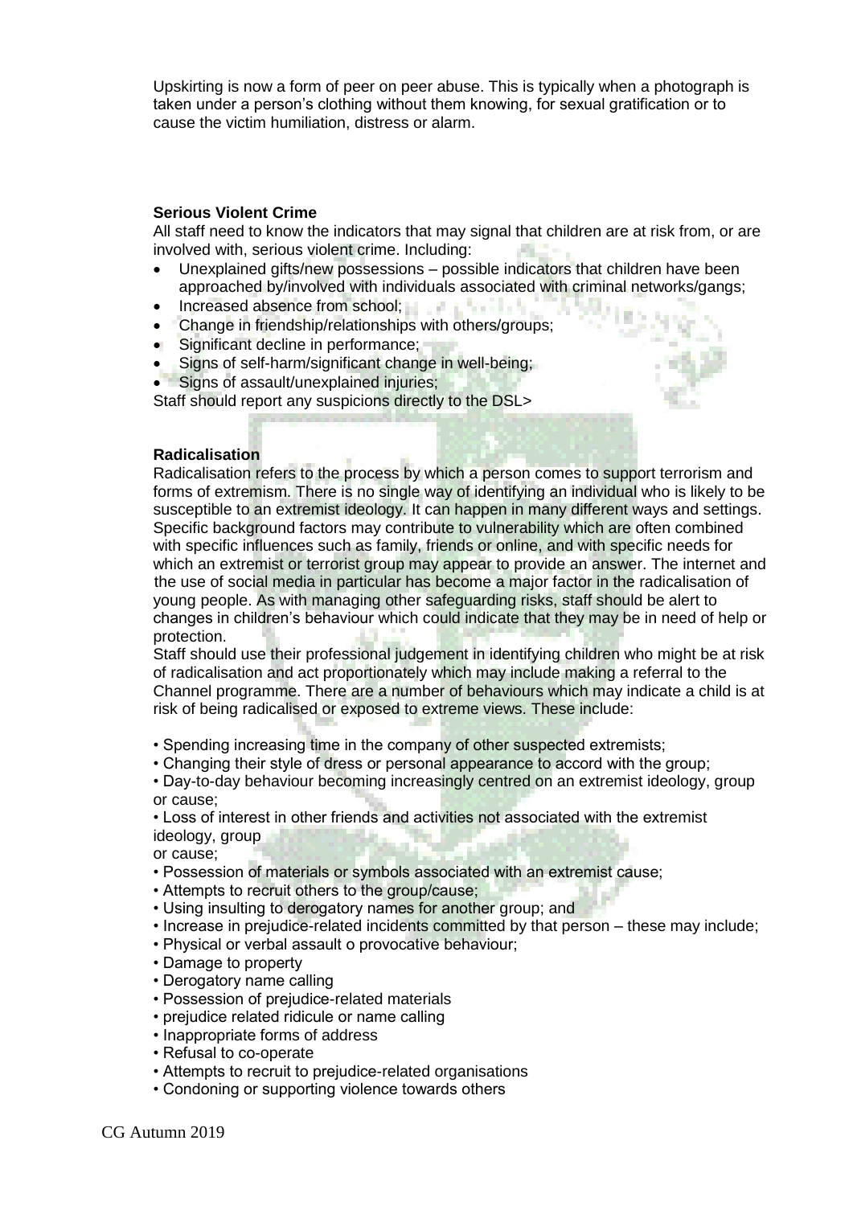Upskirting is now a form of peer on peer abuse. This is typically when a photograph is taken under a person's clothing without them knowing, for sexual gratification or to cause the victim humiliation, distress or alarm.

**Serious Violent Crime**

All staff need to know the indicators that may signal that children are at risk from, or are involved with, serious violent crime. Including:

- Unexplained gifts/new possessions – possible indicators that children have been approached by/involved with individuals associated with criminal networks/gangs;
- Increased absence from school;
- Change in friendship/relationships with others/groups;
- Significant decline in performance;
- Signs of self-harm/significant change in well-being;
- Signs of assault/unexplained injuries;

Staff should report any suspicions directly to the DSL>

**Radicalisation**

Radicalisation refers to the process by which a person comes to support terrorism and forms of extremism. There is no single way of identifying an individual who is likely to be susceptible to an extremist ideology. It can happen in many different ways and settings. Specific background factors may contribute to vulnerability which are often combined with specific influences such as family, friends or online, and with specific needs for which an extremist or terrorist group may appear to provide an answer. The internet and the use of social media in particular has become a major factor in the radicalisation of young people. As with managing other safeguarding risks, staff should be alert to changes in children's behaviour which could indicate that they may be in need of help or protection.

Staff should use their professional judgement in identifying children who might be at risk of radicalisation and act proportionately which may include making a referral to the Channel programme. There are a number of behaviours which may indicate a child is at risk of being radicalised or exposed to extreme views. These include:

- Spending increasing time in the company of other suspected extremists;
- Changing their style of dress or personal appearance to accord with the group;
- Day-to-day behaviour becoming increasingly centred on an extremist ideology, group or cause;
- Loss of interest in other friends and activities not associated with the extremist ideology, group or cause;
- Possession of materials or symbols associated with an extremist cause;
- Attempts to recruit others to the group/cause;
- Using insulting to derogatory names for another group; and
- Increase in prejudice-related incidents committed by that person – these may include;
- Physical or verbal assault o provocative behaviour;
- Damage to property
- Derogatory name calling
- Possession of prejudice-related materials
- prejudice related ridicule or name calling
- Inappropriate forms of address
- Refusal to co-operate
- Attempts to recruit to prejudice-related organisations
- Condoning or supporting violence towards others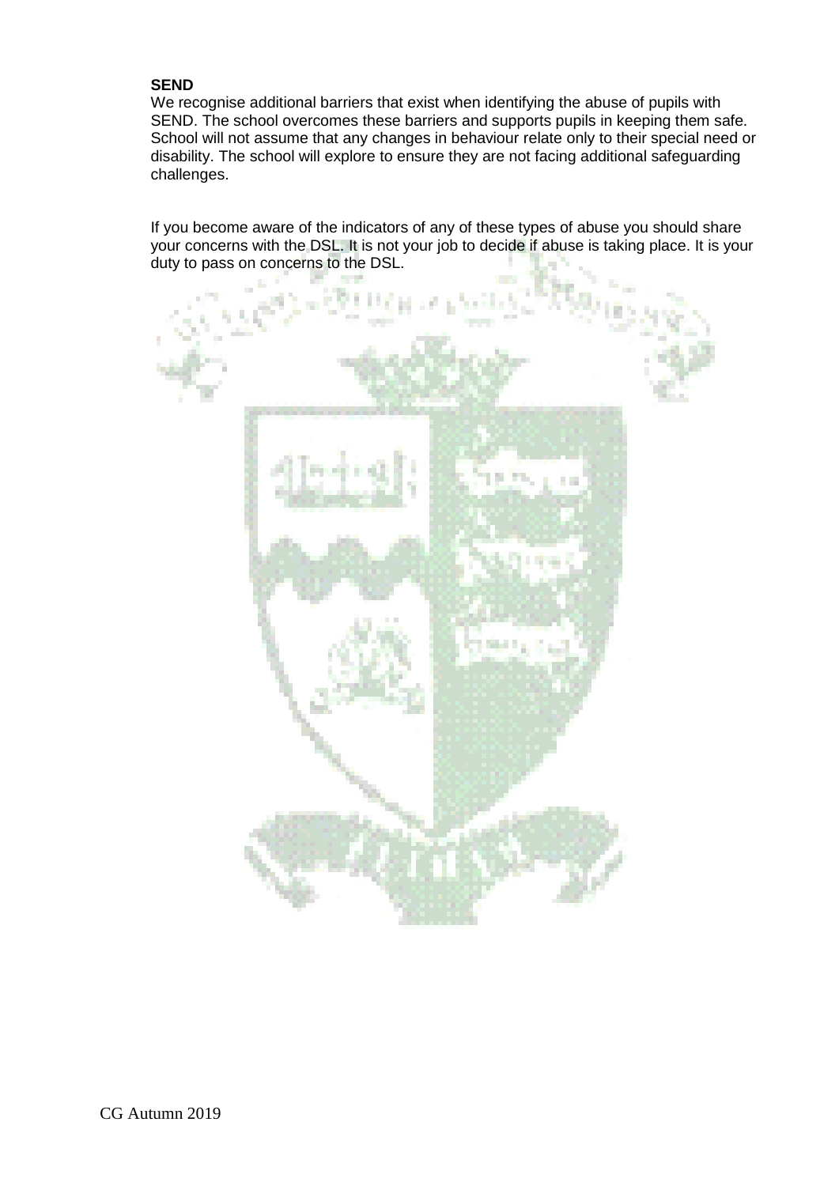**SEND**

We recognise additional barriers that exist when identifying the abuse of pupils with SEND. The school overcomes these barriers and supports pupils in keeping them safe. School will not assume that any changes in behaviour relate only to their special need or disability. The school will explore to ensure they are not facing additional safeguarding challenges.

If you become aware of the indicators of any of these types of abuse you should share your concerns with the DSL. It is not your job to decide if abuse is taking place. It is your duty to pass on concerns to the DSL.